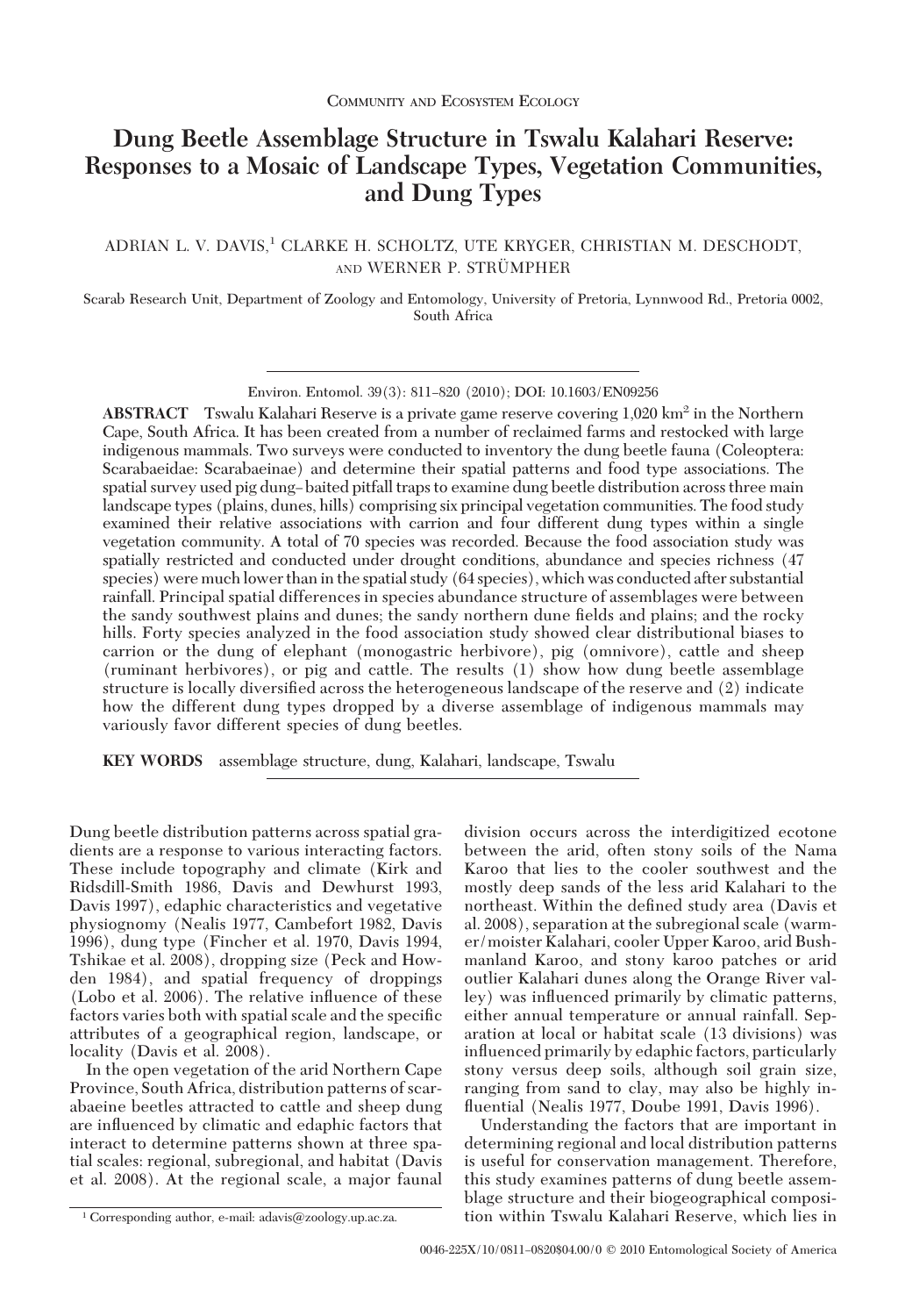Community and Ecosystem Ecology

# Dung Beetle Assemblage Structure in Tswalu Kalahari Reserve: Responses to a Mosaic of Landscape Types, Vegetation Communities, and Dung Types

ADRIAN L. V. DAVIS,[1] CLARKE H. SCHOLTZ, UTE KRYGER, CHRISTIAN M. DESCHODT, AND WERNER P. STRÜMPHER

Scarab Research Unit, Department of Zoology and Entomology, University of Pretoria, Lynnwood Rd., Pretoria 0002, South Africa

Environ. Entomol. 39(3): 811–820 (2010); DOI: 10.1603/EN09256

**ABSTRACT** Tswalu Kalahari Reserve is a private game reserve covering 1,020 km$^2$ in the Northern Cape, South Africa. It has been created from a number of reclaimed farms and restocked with large indigenous mammals. Two surveys were conducted to inventory the dung beetle fauna (Coleoptera: Scarabaeidae: Scarabaeinae) and determine their spatial patterns and food type associations. The spatial survey used pig dung–baited pitfall traps to examine dung beetle distribution across three main landscape types (plains, dunes, hills) comprising six principal vegetation communities. The food study examined their relative associations with carrion and four different dung types within a single vegetation community. A total of 70 species was recorded. Because the food association study was spatially restricted and conducted under drought conditions, abundance and species richness (47 species) were much lower than in the spatial study (64 species), which was conducted after substantial rainfall. Principal spatial differences in species abundance structure of assemblages were between the sandy southwest plains and dunes; the sandy northern dune fields and plains; and the rocky hills. Forty species analyzed in the food association study showed clear distributional biases to carrion or the dung of elephant (monogastric herbivore), pig (omnivore), cattle and sheep (ruminant herbivores), or pig and cattle. The results (1) show how dung beetle assemblage structure is locally diversified across the heterogeneous landscape of the reserve and (2) indicate how the different dung types dropped by a diverse assemblage of indigenous mammals may variously favor different species of dung beetles.

**KEY WORDS** assemblage structure, dung, Kalahari, landscape, Tswalu

Dung beetle distribution patterns across spatial gradients are a response to various interacting factors. These include topography and climate (Kirk and Ridsdill-Smith 1986, Davis and Dewhurst 1993, Davis 1997), edaphic characteristics and vegetative physiognomy (Nealis 1977, Cambefort 1982, Davis 1996), dung type (Fincher et al. 1970, Davis 1994, Tshikae et al. 2008), dropping size (Peck and Howden 1984), and spatial frequency of droppings (Lobo et al. 2006). The relative influence of these factors varies both with spatial scale and the specific attributes of a geographical region, landscape, or locality (Davis et al. 2008).

In the open vegetation of the arid Northern Cape Province, South Africa, distribution patterns of scarabaeine beetles attracted to cattle and sheep dung are influenced by climatic and edaphic factors that interact to determine patterns shown at three spatial scales: regional, subregional, and habitat (Davis et al. 2008). At the regional scale, a major faunal division occurs across the interdigitized ecotone between the arid, often stony soils of the Nama Karoo that lies to the cooler southwest and the mostly deep sands of the less arid Kalahari to the northeast. Within the defined study area (Davis et al. 2008), separation at the subregional scale (warmer/moister Kalahari, cooler Upper Karoo, arid Bushmanland Karoo, and stony karoo patches or arid outlier Kalahari dunes along the Orange River valley) was influenced primarily by climatic patterns, either annual temperature or annual rainfall. Separation at local or habitat scale (13 divisions) was influenced primarily by edaphic factors, particularly stony versus deep soils, although soil grain size, ranging from sand to clay, may also be highly influential (Nealis 1977, Doube 1991, Davis 1996).

Understanding the factors that are important in determining regional and local distribution patterns is useful for conservation management. Therefore, this study examines patterns of dung beetle assemblage structure and their biogeographical composition within Tswalu Kalahari Reserve, which lies in

[1] Corresponding author, e-mail: adavis@zoology.up.ac.za.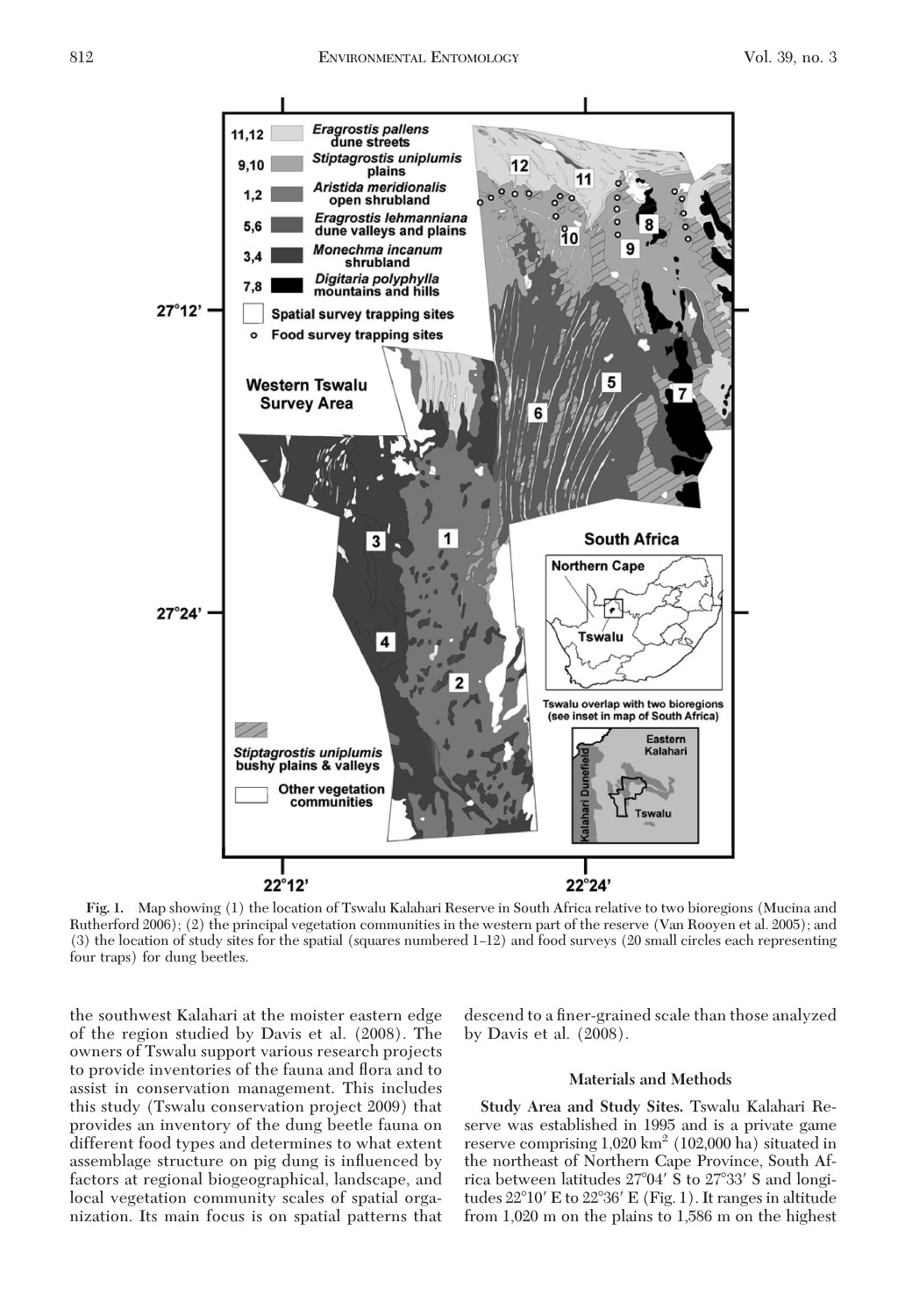Fig. 1. Map showing (1) the location of Tswalu Kalahari Reserve in South Africa relative to two bioregions (Mucina and Rutherford 2006); (2) the principal vegetation communities in the western part of the reserve (Van Rooyen et al. 2005); and (3) the location of study sites for the spatial (squares numbered 1–12) and food surveys (20 small circles each representing four traps) for dung beetles.

the southwest Kalahari at the moister eastern edge of the region studied by Davis et al. (2008). The owners of Tswalu support various research projects to provide inventories of the fauna and flora and to assist in conservation management. This includes this study (Tswalu conservation project 2009) that provides an inventory of the dung beetle fauna on different food types and determines to what extent assemblage structure on pig dung is influenced by factors at regional biogeographical, landscape, and local vegetation community scales of spatial organization. Its main focus is on spatial patterns that descend to a finer-grained scale than those analyzed by Davis et al. (2008).

## Materials and Methods

**Study Area and Study Sites.** Tswalu Kalahari Reserve was established in 1995 and is a private game reserve comprising 1,020 km$^2$ (102,000 ha) situated in the northeast of Northern Cape Province, South Africa between latitudes 27°04′ S to 27°33′ S and longitudes 22°10′ E to 22°36′ E (Fig. 1). It ranges in altitude from 1,020 m on the plains to 1,586 m on the highest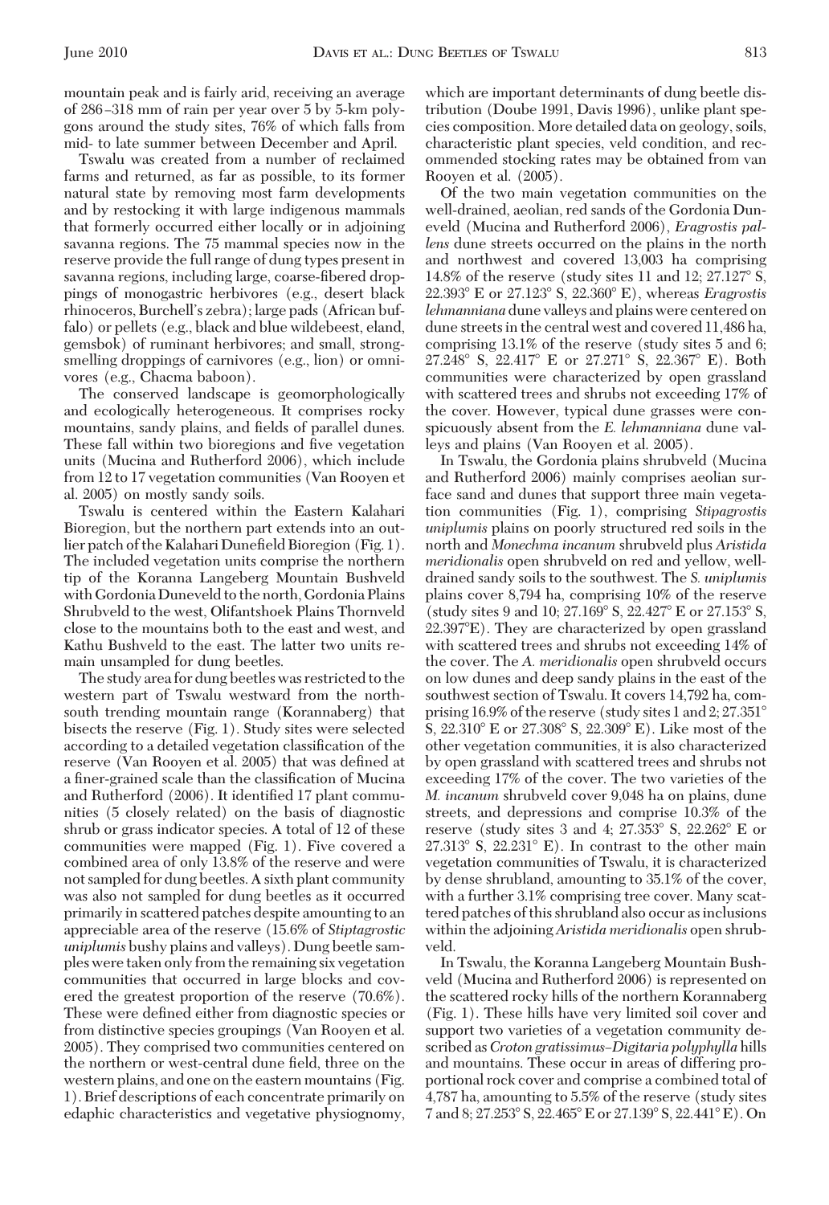mountain peak and is fairly arid, receiving an average of 286–318 mm of rain per year over 5 by 5-km polygons around the study sites, 76% of which falls from mid- to late summer between December and April.

Tswalu was created from a number of reclaimed farms and returned, as far as possible, to its former natural state by removing most farm developments and by restocking it with large indigenous mammals that formerly occurred either locally or in adjoining savanna regions. The 75 mammal species now in the reserve provide the full range of dung types present in savanna regions, including large, coarse-fibered droppings of monogastric herbivores (e.g., desert black rhinoceros, Burchell's zebra); large pads (African buffalo) or pellets (e.g., black and blue wildebeest, eland, gemsbok) of ruminant herbivores; and small, strong-smelling droppings of carnivores (e.g., lion) or omnivores (e.g., Chacma baboon).

The conserved landscape is geomorphologically and ecologically heterogeneous. It comprises rocky mountains, sandy plains, and fields of parallel dunes. These fall within two bioregions and five vegetation units (Mucina and Rutherford 2006), which include from 12 to 17 vegetation communities (Van Rooyen et al. 2005) on mostly sandy soils.

Tswalu is centered within the Eastern Kalahari Bioregion, but the northern part extends into an outlier patch of the Kalahari Dunefield Bioregion (Fig. 1). The included vegetation units comprise the northern tip of the Koranna Langeberg Mountain Bushveld with Gordonia Duneveld to the north, Gordonia Plains Shrubveld to the west, Olifantshoek Plains Thornveld close to the mountains both to the east and west, and Kathu Bushveld to the east. The latter two units remain unsampled for dung beetles.

The study area for dung beetles was restricted to the western part of Tswalu westward from the north-south trending mountain range (Korannaberg) that bisects the reserve (Fig. 1). Study sites were selected according to a detailed vegetation classification of the reserve (Van Rooyen et al. 2005) that was defined at a finer-grained scale than the classification of Mucina and Rutherford (2006). It identified 17 plant communities (5 closely related) on the basis of diagnostic shrub or grass indicator species. A total of 12 of these communities were mapped (Fig. 1). Five covered a combined area of only 13.8% of the reserve and were not sampled for dung beetles. A sixth plant community was also not sampled for dung beetles as it occurred primarily in scattered patches despite amounting to an appreciable area of the reserve (15.6% of *Stiptagrostic uniplumis* bushy plains and valleys). Dung beetle samples were taken only from the remaining six vegetation communities that occurred in large blocks and covered the greatest proportion of the reserve (70.6%). These were defined either from diagnostic species or from distinctive species groupings (Van Rooyen et al. 2005). They comprised two communities centered on the northern or west-central dune field, three on the western plains, and one on the eastern mountains (Fig. 1). Brief descriptions of each concentrate primarily on edaphic characteristics and vegetative physiognomy, which are important determinants of dung beetle distribution (Doube 1991, Davis 1996), unlike plant species composition. More detailed data on geology, soils, characteristic plant species, veld condition, and recommended stocking rates may be obtained from van Rooyen et al. (2005).

Of the two main vegetation communities on the well-drained, aeolian, red sands of the Gordonia Duneveld (Mucina and Rutherford 2006), *Eragrostis pallens* dune streets occurred on the plains in the north and northwest and covered 13,003 ha comprising 14.8% of the reserve (study sites 11 and 12; 27.127° S, 22.393° E or 27.123° S, 22.360° E), whereas *Eragrostis lehmanniana* dune valleys and plains were centered on dune streets in the central west and covered 11,486 ha, comprising 13.1% of the reserve (study sites 5 and 6; 27.248° S, 22.417° E or 27.271° S, 22.367° E). Both communities were characterized by open grassland with scattered trees and shrubs not exceeding 17% of the cover. However, typical dune grasses were conspicuously absent from the *E. lehmanniana* dune valleys and plains (Van Rooyen et al. 2005).

In Tswalu, the Gordonia plains shrubveld (Mucina and Rutherford 2006) mainly comprises aeolian surface sand and dunes that support three main vegetation communities (Fig. 1), comprising *Stipagrostis uniplumis* plains on poorly structured red soils in the north and *Monechma incanum* shrubveld plus *Aristida meridionalis* open shrubveld on red and yellow, well-drained sandy soils to the southwest. The *S. uniplumis* plains cover 8,794 ha, comprising 10% of the reserve (study sites 9 and 10; 27.169° S, 22.427° E or 27.153° S, 22.397°E). They are characterized by open grassland with scattered trees and shrubs not exceeding 14% of the cover. The *A. meridionalis* open shrubveld occurs on low dunes and deep sandy plains in the east of the southwest section of Tswalu. It covers 14,792 ha, comprising 16.9% of the reserve (study sites 1 and 2; 27.351° S, 22.310° E or 27.308° S, 22.309° E). Like most of the other vegetation communities, it is also characterized by open grassland with scattered trees and shrubs not exceeding 17% of the cover. The two varieties of the *M. incanum* shrubveld cover 9,048 ha on plains, dune streets, and depressions and comprise 10.3% of the reserve (study sites 3 and 4; 27.353° S, 22.262° E or 27.313° S, 22.231° E). In contrast to the other main vegetation communities of Tswalu, it is characterized by dense shrubland, amounting to 35.1% of the cover, with a further 3.1% comprising tree cover. Many scattered patches of this shrubland also occur as inclusions within the adjoining *Aristida meridionalis* open shrubveld.

In Tswalu, the Koranna Langeberg Mountain Bushveld (Mucina and Rutherford 2006) is represented on the scattered rocky hills of the northern Korannaberg (Fig. 1). These hills have very limited soil cover and support two varieties of a vegetation community described as *Croton gratissimus*–*Digitaria polyphylla* hills and mountains. These occur in areas of differing proportional rock cover and comprise a combined total of 4,787 ha, amounting to 5.5% of the reserve (study sites 7 and 8; 27.253° S, 22.465° E or 27.139° S, 22.441° E). On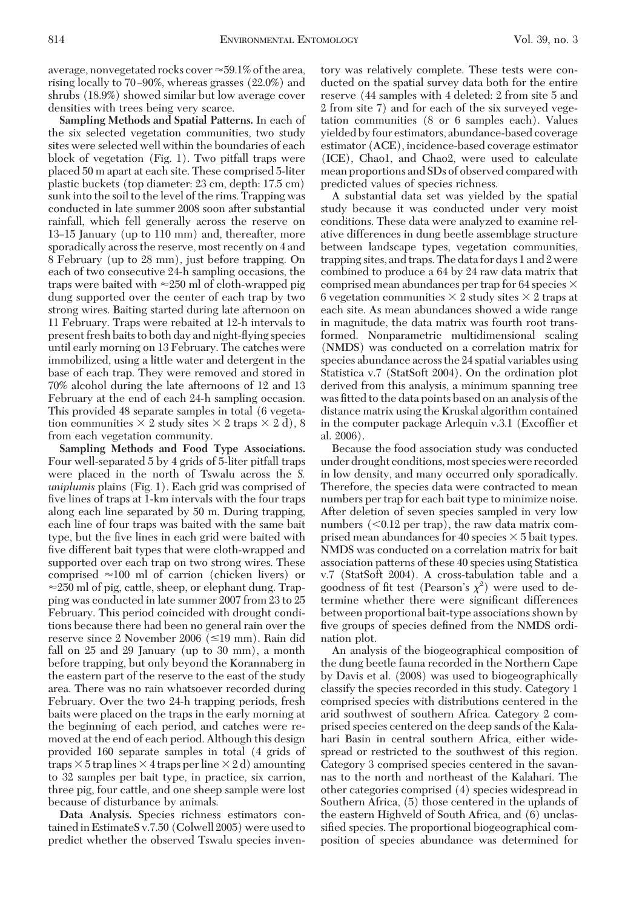average, nonvegetated rocks cover ≈59.1% of the area, rising locally to 70–90%, whereas grasses (22.0%) and shrubs (18.9%) showed similar but low average cover densities with trees being very scarce.

**Sampling Methods and Spatial Patterns.** In each of the six selected vegetation communities, two study sites were selected well within the boundaries of each block of vegetation (Fig. 1). Two pitfall traps were placed 50 m apart at each site. These comprised 5-liter plastic buckets (top diameter: 23 cm, depth: 17.5 cm) sunk into the soil to the level of the rims. Trapping was conducted in late summer 2008 soon after substantial rainfall, which fell generally across the reserve on 13–15 January (up to 110 mm) and, thereafter, more sporadically across the reserve, most recently on 4 and 8 February (up to 28 mm), just before trapping. On each of two consecutive 24-h sampling occasions, the traps were baited with ≈250 ml of cloth-wrapped pig dung supported over the center of each trap by two strong wires. Baiting started during late afternoon on 11 February. Traps were rebaited at 12-h intervals to present fresh baits to both day and night-flying species until early morning on 13 February. The catches were immobilized, using a little water and detergent in the base of each trap. They were removed and stored in 70% alcohol during the late afternoons of 12 and 13 February at the end of each 24-h sampling occasion. This provided 48 separate samples in total (6 vegetation communities × 2 study sites × 2 traps × 2 d), 8 from each vegetation community.

**Sampling Methods and Food Type Associations.** Four well-separated 5 by 4 grids of 5-liter pitfall traps were placed in the north of Tswalu across the *S. uniplumis* plains (Fig. 1). Each grid was comprised of five lines of traps at 1-km intervals with the four traps along each line separated by 50 m. During trapping, each line of four traps was baited with the same bait type, but the five lines in each grid were baited with five different bait types that were cloth-wrapped and supported over each trap on two strong wires. These comprised ≈100 ml of carrion (chicken livers) or ≈250 ml of pig, cattle, sheep, or elephant dung. Trapping was conducted in late summer 2007 from 23 to 25 February. This period coincided with drought conditions because there had been no general rain over the reserve since 2 November 2006 (≤19 mm). Rain did fall on 25 and 29 January (up to 30 mm), a month before trapping, but only beyond the Korannaberg in the eastern part of the reserve to the east of the study area. There was no rain whatsoever recorded during February. Over the two 24-h trapping periods, fresh baits were placed on the traps in the early morning at the beginning of each period, and catches were removed at the end of each period. Although this design provided 160 separate samples in total (4 grids of traps × 5 trap lines × 4 traps per line × 2 d) amounting to 32 samples per bait type, in practice, six carrion, three pig, four cattle, and one sheep sample were lost because of disturbance by animals.

**Data Analysis.** Species richness estimators contained in EstimateS v.7.50 (Colwell 2005) were used to predict whether the observed Tswalu species inventory was relatively complete. These tests were conducted on the spatial survey data both for the entire reserve (44 samples with 4 deleted: 2 from site 5 and 2 from site 7) and for each of the six surveyed vegetation communities (8 or 6 samples each). Values yielded by four estimators, abundance-based coverage estimator (ACE), incidence-based coverage estimator (ICE), Chao1, and Chao2, were used to calculate mean proportions and SDs of observed compared with predicted values of species richness.

A substantial data set was yielded by the spatial study because it was conducted under very moist conditions. These data were analyzed to examine relative differences in dung beetle assemblage structure between landscape types, vegetation communities, trapping sites, and traps. The data for days 1 and 2 were combined to produce a 64 by 24 raw data matrix that comprised mean abundances per trap for 64 species × 6 vegetation communities × 2 study sites × 2 traps at each site. As mean abundances showed a wide range in magnitude, the data matrix was fourth root transformed. Nonparametric multidimensional scaling (NMDS) was conducted on a correlation matrix for species abundance across the 24 spatial variables using Statistica v.7 (StatSoft 2004). On the ordination plot derived from this analysis, a minimum spanning tree was fitted to the data points based on an analysis of the distance matrix using the Kruskal algorithm contained in the computer package Arlequin v.3.1 (Excoffier et al. 2006).

Because the food association study was conducted under drought conditions, most species were recorded in low density, and many occurred only sporadically. Therefore, the species data were contracted to mean numbers per trap for each bait type to minimize noise. After deletion of seven species sampled in very low numbers (<0.12 per trap), the raw data matrix comprised mean abundances for 40 species × 5 bait types. NMDS was conducted on a correlation matrix for bait association patterns of these 40 species using Statistica v.7 (StatSoft 2004). A cross-tabulation table and a goodness of fit test (Pearson's $\chi^2$) were used to determine whether there were significant differences between proportional bait-type associations shown by five groups of species defined from the NMDS ordination plot.

An analysis of the biogeographical composition of the dung beetle fauna recorded in the Northern Cape by Davis et al. (2008) was used to biogeographically classify the species recorded in this study. Category 1 comprised species with distributions centered in the arid southwest of southern Africa. Category 2 comprised species centered on the deep sands of the Kalahari Basin in central southern Africa, either widespread or restricted to the southwest of this region. Category 3 comprised species centered in the savannas to the north and northeast of the Kalahari. The other categories comprised (4) species widespread in Southern Africa, (5) those centered in the uplands of the eastern Highveld of South Africa, and (6) unclassified species. The proportional biogeographical composition of species abundance was determined for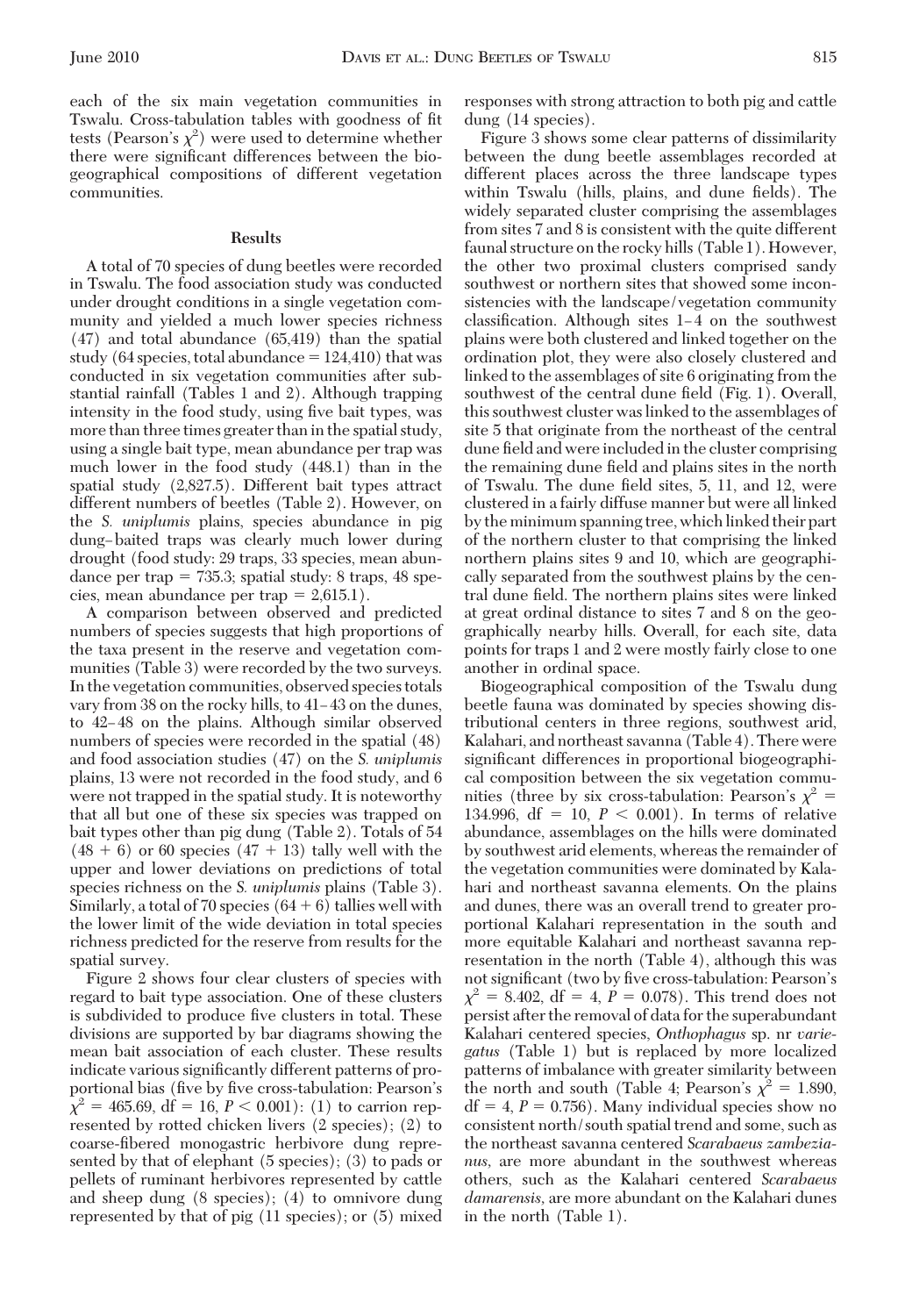each of the six main vegetation communities in Tswalu. Cross-tabulation tables with goodness of fit tests (Pearson's $\chi^2$) were used to determine whether there were significant differences between the biogeographical compositions of different vegetation communities.

## Results

A total of 70 species of dung beetles were recorded in Tswalu. The food association study was conducted under drought conditions in a single vegetation community and yielded a much lower species richness (47) and total abundance (65,419) than the spatial study (64 species, total abundance = 124,410) that was conducted in six vegetation communities after substantial rainfall (Tables 1 and 2). Although trapping intensity in the food study, using five bait types, was more than three times greater than in the spatial study, using a single bait type, mean abundance per trap was much lower in the food study (448.1) than in the spatial study (2,827.5). Different bait types attract different numbers of beetles (Table 2). However, on the *S. uniplumis* plains, species abundance in pig dung–baited traps was clearly much lower during drought (food study: 29 traps, 33 species, mean abundance per trap = 735.3; spatial study: 8 traps, 48 species, mean abundance per trap = 2,615.1).

A comparison between observed and predicted numbers of species suggests that high proportions of the taxa present in the reserve and vegetation communities (Table 3) were recorded by the two surveys. In the vegetation communities, observed species totals vary from 38 on the rocky hills, to 41–43 on the dunes, to 42–48 on the plains. Although similar observed numbers of species were recorded in the spatial (48) and food association studies (47) on the *S. uniplumis* plains, 13 were not recorded in the food study, and 6 were not trapped in the spatial study. It is noteworthy that all but one of these six species was trapped on bait types other than pig dung (Table 2). Totals of 54 (48 + 6) or 60 species (47 + 13) tally well with the upper and lower deviations on predictions of total species richness on the *S. uniplumis* plains (Table 3). Similarly, a total of 70 species (64 + 6) tallies well with the lower limit of the wide deviation in total species richness predicted for the reserve from results for the spatial survey.

Figure 2 shows four clear clusters of species with regard to bait type association. One of these clusters is subdivided to produce five clusters in total. These divisions are supported by bar diagrams showing the mean bait association of each cluster. These results indicate various significantly different patterns of proportional bias (five by five cross-tabulation: Pearson's $\chi^2$ = 465.69, df = 16, $P < 0.001$): (1) to carrion represented by rotted chicken livers (2 species); (2) to coarse-fibered monogastric herbivore dung represented by that of elephant (5 species); (3) to pads or pellets of ruminant herbivores represented by cattle and sheep dung (8 species); (4) to omnivore dung represented by that of pig (11 species); or (5) mixed responses with strong attraction to both pig and cattle dung (14 species).

Figure 3 shows some clear patterns of dissimilarity between the dung beetle assemblages recorded at different places across the three landscape types within Tswalu (hills, plains, and dune fields). The widely separated cluster comprising the assemblages from sites 7 and 8 is consistent with the quite different faunal structure on the rocky hills (Table 1). However, the other two proximal clusters comprised sandy southwest or northern sites that showed some inconsistencies with the landscape/vegetation community classification. Although sites 1–4 on the southwest plains were both clustered and linked together on the ordination plot, they were also closely clustered and linked to the assemblages of site 6 originating from the southwest of the central dune field (Fig. 1). Overall, this southwest cluster was linked to the assemblages of site 5 that originate from the northeast of the central dune field and were included in the cluster comprising the remaining dune field and plains sites in the north of Tswalu. The dune field sites, 5, 11, and 12, were clustered in a fairly diffuse manner but were all linked by the minimum spanning tree, which linked their part of the northern cluster to that comprising the linked northern plains sites 9 and 10, which are geographically separated from the southwest plains by the central dune field. The northern plains sites were linked at great ordinal distance to sites 7 and 8 on the geographically nearby hills. Overall, for each site, data points for traps 1 and 2 were mostly fairly close to one another in ordinal space.

Biogeographical composition of the Tswalu dung beetle fauna was dominated by species showing distributional centers in three regions, southwest arid, Kalahari, and northeast savanna (Table 4). There were significant differences in proportional biogeographical composition between the six vegetation communities (three by six cross-tabulation: Pearson's $\chi^2$ = 134.996, df = 10, $P < 0.001$). In terms of relative abundance, assemblages on the hills were dominated by southwest arid elements, whereas the remainder of the vegetation communities were dominated by Kalahari and northeast savanna elements. On the plains and dunes, there was an overall trend to greater proportional Kalahari representation in the south and more equitable Kalahari and northeast savanna representation in the north (Table 4), although this was not significant (two by five cross-tabulation: Pearson's $\chi^2$ = 8.402, df = 4, $P$ = 0.078). This trend does not persist after the removal of data for the superabundant Kalahari centered species, *Onthophagus* sp. nr *variegatus* (Table 1) but is replaced by more localized patterns of imbalance with greater similarity between the north and south (Table 4; Pearson's $\chi^2$ = 1.890, df = 4, $P$ = 0.756). Many individual species show no consistent north/south spatial trend and some, such as the northeast savanna centered *Scarabaeus zambezianus*, are more abundant in the southwest whereas others, such as the Kalahari centered *Scarabaeus damarensis*, are more abundant on the Kalahari dunes in the north (Table 1).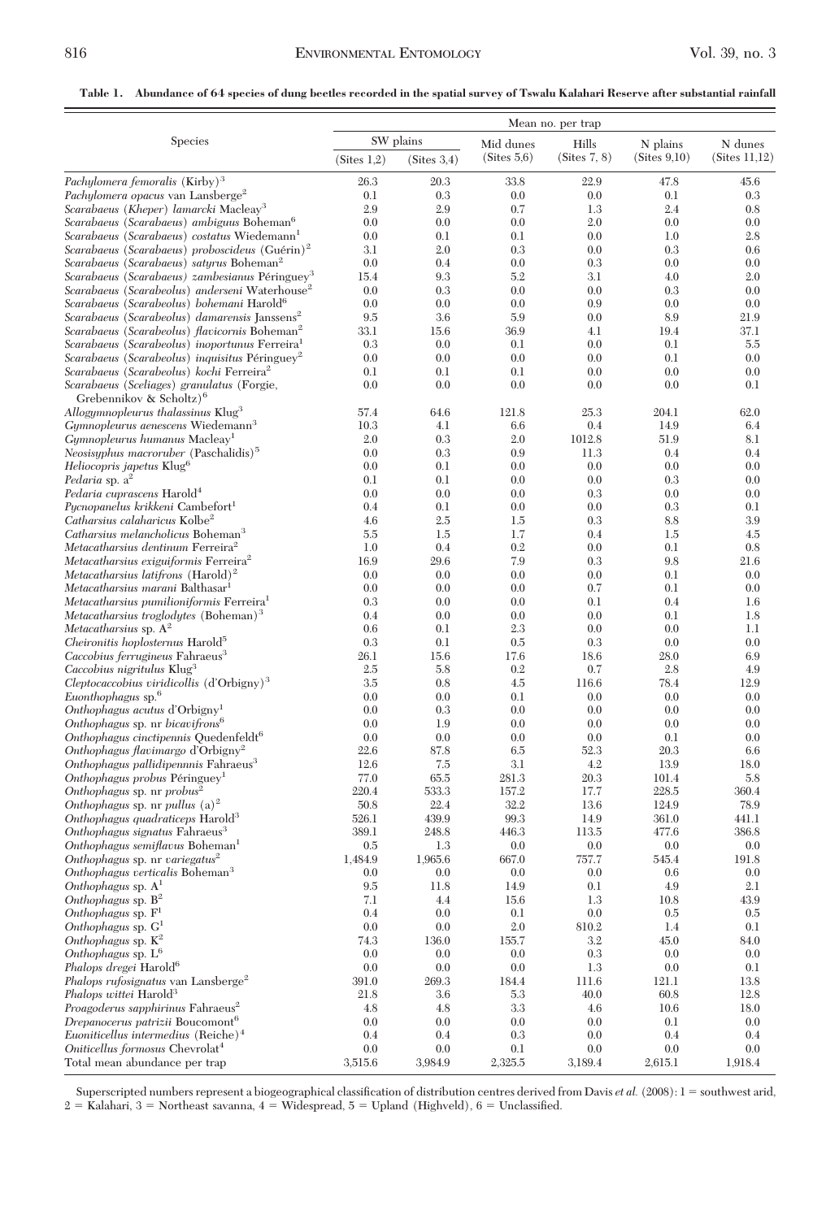**Table 1. Abundance of 64 species of dung beetles recorded in the spatial survey of Tswalu Kalahari Reserve after substantial rainfall**

| Species | Mean no. per trap | | | | | |
|---|---|---|---|---|---|---|
| | SW plains | | Mid dunes | Hills | N plains | N dunes |
| | (Sites 1,2) | (Sites 3,4) | (Sites 5,6) | (Sites 7, 8) | (Sites 9,10) | (Sites 11,12) |
| *Pachylomera femoralis* (Kirby)[3] | 26.3 | 20.3 | 33.8 | 22.9 | 47.8 | 45.6 |
| *Pachylomera opacus* van Lansberge[2] | 0.1 | 0.3 | 0.0 | 0.0 | 0.1 | 0.3 |
| *Scarabaeus* (*Kheper*) *lamarcki* Macleay[3] | 2.9 | 2.9 | 0.7 | 1.3 | 2.4 | 0.8 |
| *Scarabaeus* (*Scarabaeus*) *ambiguus* Boheman[6] | 0.0 | 0.0 | 0.0 | 2.0 | 0.0 | 0.0 |
| *Scarabaeus* (*Scarabaeus*) *costatus* Wiedemann[1] | 0.0 | 0.1 | 0.1 | 0.0 | 1.0 | 2.8 |
| *Scarabaeus* (*Scarabaeus*) *proboscideus* (Guérin)[2] | 3.1 | 2.0 | 0.3 | 0.0 | 0.3 | 0.6 |
| *Scarabaeus* (*Scarabaeus*) *satyrus* Boheman[2] | 0.0 | 0.4 | 0.0 | 0.3 | 0.0 | 0.0 |
| *Scarabaeus* (*Scarabaeus*) *zambesianus* Péringuey[3] | 15.4 | 9.3 | 5.2 | 3.1 | 4.0 | 2.0 |
| *Scarabaeus* (*Scarabeolus*) *anderseni* Waterhouse[2] | 0.0 | 0.3 | 0.0 | 0.0 | 0.3 | 0.0 |
| *Scarabaeus* (*Scarabeolus*) *bohemani* Harold[6] | 0.0 | 0.0 | 0.0 | 0.9 | 0.0 | 0.0 |
| *Scarabaeus* (*Scarabeolus*) *damarensis* Janssens[2] | 9.5 | 3.6 | 5.9 | 0.0 | 8.9 | 21.9 |
| *Scarabaeus* (*Scarabeolus*) *flavicornis* Boheman[2] | 33.1 | 15.6 | 36.9 | 4.1 | 19.4 | 37.1 |
| *Scarabaeus* (*Scarabeolus*) *inoportunus* Ferreira[1] | 0.3 | 0.0 | 0.1 | 0.0 | 0.1 | 5.5 |
| *Scarabaeus* (*Scarabeolus*) *inquisitus* Péringuey[2] | 0.0 | 0.0 | 0.0 | 0.0 | 0.1 | 0.0 |
| *Scarabaeus* (*Scarabeolus*) *kochi* Ferreira[2] | 0.1 | 0.1 | 0.1 | 0.0 | 0.0 | 0.0 |
| *Scarabaeus* (*Sceliages*) *granulatus* (Forgie, Grebennikov & Scholtz)[6] | 0.0 | 0.0 | 0.0 | 0.0 | 0.0 | 0.1 |
| *Allogymnopleurus thalassinus* Klug[3] | 57.4 | 64.6 | 121.8 | 25.3 | 204.1 | 62.0 |
| *Gymnopleurus aenescens* Wiedemann[3] | 10.3 | 4.1 | 6.6 | 0.4 | 14.9 | 6.4 |
| *Gymnopleurus humanus* Macleay[1] | 2.0 | 0.3 | 2.0 | 1012.8 | 51.9 | 8.1 |
| *Neosisyphus macroruber* (Paschalidis)[5] | 0.0 | 0.3 | 0.9 | 11.3 | 0.4 | 0.4 |
| *Heliocopris japetus* Klug[6] | 0.0 | 0.1 | 0.0 | 0.0 | 0.0 | 0.0 |
| *Pedaria* sp. a[2] | 0.1 | 0.1 | 0.0 | 0.0 | 0.3 | 0.0 |
| *Pedaria cuprascens* Harold[4] | 0.0 | 0.0 | 0.0 | 0.3 | 0.0 | 0.0 |
| *Pycnopanelus krikkeni* Cambefort[1] | 0.4 | 0.1 | 0.0 | 0.0 | 0.3 | 0.1 |
| *Catharsius calaharicus* Kolbe[2] | 4.6 | 2.5 | 1.5 | 0.3 | 8.8 | 3.9 |
| *Catharsius melancholicus* Boheman[3] | 5.5 | 1.5 | 1.7 | 0.4 | 1.5 | 4.5 |
| *Metacatharsius dentinum* Ferreira[2] | 1.0 | 0.4 | 0.2 | 0.0 | 0.1 | 0.8 |
| *Metacatharsius exiguiformis* Ferreira[2] | 16.9 | 29.6 | 7.9 | 0.3 | 9.8 | 21.6 |
| *Metacatharsius latifrons* (Harold)[2] | 0.0 | 0.0 | 0.0 | 0.0 | 0.1 | 0.0 |
| *Metacatharsius marani* Balthasar[1] | 0.0 | 0.0 | 0.0 | 0.7 | 0.1 | 0.0 |
| *Metacatharsius pumilioniformis* Ferreira[1] | 0.3 | 0.0 | 0.0 | 0.1 | 0.4 | 1.6 |
| *Metacatharsius troglodytes* (Boheman)[3] | 0.4 | 0.0 | 0.0 | 0.0 | 0.1 | 1.8 |
| *Metacatharsius* sp. A[2] | 0.6 | 0.1 | 2.3 | 0.0 | 0.0 | 1.1 |
| *Cheironitis hoplosternus* Harold[5] | 0.3 | 0.1 | 0.5 | 0.3 | 0.0 | 0.0 |
| *Caccobius ferrugineus* Fahraeus[3] | 26.1 | 15.6 | 17.6 | 18.6 | 28.0 | 6.9 |
| *Caccobius nigritulus* Klug[3] | 2.5 | 5.8 | 0.2 | 0.7 | 2.8 | 4.9 |
| *Cleptocaccobius viridicollis* (d'Orbigny)[3] | 3.5 | 0.8 | 4.5 | 116.6 | 78.4 | 12.9 |
| *Euonthophagus* sp.[6] | 0.0 | 0.0 | 0.1 | 0.0 | 0.0 | 0.0 |
| *Onthophagus acutus* d'Orbigny[1] | 0.0 | 0.3 | 0.0 | 0.0 | 0.0 | 0.0 |
| *Onthophagus* sp. nr *bicavifrons*[6] | 0.0 | 1.9 | 0.0 | 0.0 | 0.0 | 0.0 |
| *Onthophagus cinctipennis* Quedenfeldt[6] | 0.0 | 0.0 | 0.0 | 0.0 | 0.1 | 0.0 |
| *Onthophagus flavimargo* d'Orbigny[2] | 22.6 | 87.8 | 6.5 | 52.3 | 20.3 | 6.6 |
| *Onthophagus pallidipennnis* Fahraeus[3] | 12.6 | 7.5 | 3.1 | 4.2 | 13.9 | 18.0 |
| *Onthophagus probus* Péringuey[1] | 77.0 | 65.5 | 281.3 | 20.3 | 101.4 | 5.8 |
| *Onthophagus* sp. nr *probus*[2] | 220.4 | 533.3 | 157.2 | 17.7 | 228.5 | 360.4 |
| *Onthophagus* sp. nr *pullus* (a)[2] | 50.8 | 22.4 | 32.2 | 13.6 | 124.9 | 78.9 |
| *Onthophagus quadraticeps* Harold[3] | 526.1 | 439.9 | 99.3 | 14.9 | 361.0 | 441.1 |
| *Onthophagus signatus* Fahraeus[3] | 389.1 | 248.8 | 446.3 | 113.5 | 477.6 | 386.8 |
| *Onthophagus semiflavus* Boheman[1] | 0.5 | 1.3 | 0.0 | 0.0 | 0.0 | 0.0 |
| *Onthophagus* sp. nr *variegatus*[2] | 1,484.9 | 1,965.6 | 667.0 | 757.7 | 545.4 | 191.8 |
| *Onthophagus verticalis* Boheman[3] | 0.0 | 0.0 | 0.0 | 0.0 | 0.6 | 0.0 |
| *Onthophagus* sp. A[1] | 9.5 | 11.8 | 14.9 | 0.1 | 4.9 | 2.1 |
| *Onthophagus* sp. B[2] | 7.1 | 4.4 | 15.6 | 1.3 | 10.8 | 43.9 |
| *Onthophagus* sp. F[1] | 0.4 | 0.0 | 0.1 | 0.0 | 0.5 | 0.5 |
| *Onthophagus* sp. G[1] | 0.0 | 0.0 | 2.0 | 810.2 | 1.4 | 0.1 |
| *Onthophagus* sp. K[2] | 74.3 | 136.0 | 155.7 | 3.2 | 45.0 | 84.0 |
| *Onthophagus* sp. L[6] | 0.0 | 0.0 | 0.0 | 0.3 | 0.0 | 0.0 |
| *Phalops dregei* Harold[6] | 0.0 | 0.0 | 0.0 | 1.3 | 0.0 | 0.1 |
| *Phalops rufosignatus* van Lansberge[2] | 391.0 | 269.3 | 184.4 | 111.6 | 121.1 | 13.8 |
| *Phalops wittei* Harold[3] | 21.8 | 3.6 | 5.3 | 40.0 | 60.8 | 12.8 |
| *Proagoderus sapphirinus* Fahraeus[2] | 4.8 | 4.8 | 3.3 | 4.6 | 10.6 | 18.0 |
| *Drepanocerus patrizii* Boucomont[6] | 0.0 | 0.0 | 0.0 | 0.0 | 0.1 | 0.0 |
| *Euoniticellus intermedius* (Reiche)[4] | 0.4 | 0.4 | 0.3 | 0.0 | 0.4 | 0.4 |
| *Oniticellus formosus* Chevrolat[4] | 0.0 | 0.0 | 0.1 | 0.0 | 0.0 | 0.0 |
| Total mean abundance per trap | 3,515.6 | 3,984.9 | 2,325.5 | 3,189.4 | 2,615.1 | 1,918.4 |

Superscripted numbers represent a biogeographical classification of distribution centres derived from Davis *et al.* (2008): 1 = southwest arid, 2 = Kalahari, 3 = Northeast savanna, 4 = Widespread, 5 = Upland (Highveld), 6 = Unclassified.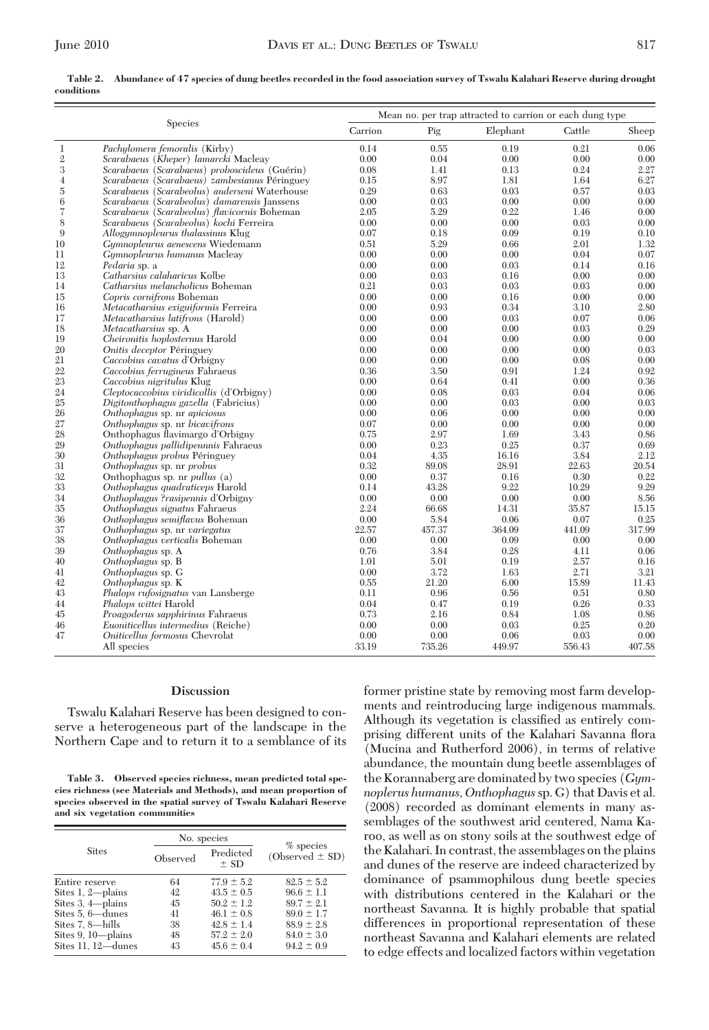**Table 2. Abundance of 47 species of dung beetles recorded in the food association survey of Tswalu Kalahari Reserve during drought conditions**

| | Species | Mean no. per trap attracted to carrion or each dung type | | | | |
|---|---|---|---|---|---|---|
| | | Carrion | Pig | Elephant | Cattle | Sheep |
| 1 | *Pachylomera femoralis* (Kirby) | 0.14 | 0.55 | 0.19 | 0.21 | 0.06 |
| 2 | *Scarabaeus (Kheper) lamarcki* Macleay | 0.00 | 0.04 | 0.00 | 0.00 | 0.00 |
| 3 | *Scarabaeus (Scarabaeus) proboscideus* (Guérin) | 0.08 | 1.41 | 0.13 | 0.24 | 2.27 |
| 4 | *Scarabaeus (Scarabaeus) zambesianus* Péringuey | 0.15 | 8.97 | 1.81 | 1.64 | 6.27 |
| 5 | *Scarabaeus (Scarabeolus) anderseni* Waterhouse | 0.29 | 0.63 | 0.03 | 0.57 | 0.03 |
| 6 | *Scarabaeus (Scarabeolus) damarensis* Janssens | 0.00 | 0.03 | 0.00 | 0.00 | 0.00 |
| 7 | *Scarabaeus (Scarabeolus) flavicornis* Boheman | 2.05 | 5.29 | 0.22 | 1.46 | 0.00 |
| 8 | *Scarabaeus (Scarabeolus) kochi* Ferreira | 0.00 | 0.00 | 0.00 | 0.03 | 0.00 |
| 9 | *Allogymnopleurus thalassinus* Klug | 0.07 | 0.18 | 0.09 | 0.19 | 0.10 |
| 10 | *Gymnopleurus aenescens* Wiedemann | 0.51 | 5.29 | 0.66 | 2.01 | 1.32 |
| 11 | *Gymnopleurus humanus* Macleay | 0.00 | 0.00 | 0.00 | 0.04 | 0.07 |
| 12 | *Pedaria* sp. a | 0.00 | 0.00 | 0.03 | 0.14 | 0.16 |
| 13 | *Catharsius calaharicus* Kolbe | 0.00 | 0.03 | 0.16 | 0.00 | 0.00 |
| 14 | *Catharsius melancholicus* Boheman | 0.21 | 0.03 | 0.03 | 0.03 | 0.00 |
| 15 | *Copris cornifrons* Boheman | 0.00 | 0.00 | 0.16 | 0.00 | 0.00 |
| 16 | *Metacatharsius exiguiformis* Ferreira | 0.00 | 0.93 | 0.34 | 3.10 | 2.80 |
| 17 | *Metacatharsius latifrons* (Harold) | 0.00 | 0.00 | 0.03 | 0.07 | 0.06 |
| 18 | *Metacatharsius* sp. A | 0.00 | 0.00 | 0.00 | 0.03 | 0.29 |
| 19 | *Cheironitis hoplosternus* Harold | 0.00 | 0.04 | 0.00 | 0.00 | 0.00 |
| 20 | *Onitis deceptor* Péringuey | 0.00 | 0.00 | 0.00 | 0.00 | 0.03 |
| 21 | *Caccobius cavatus* d'Orbigny | 0.00 | 0.00 | 0.00 | 0.08 | 0.00 |
| 22 | *Caccobius ferrugineus* Fahraeus | 0.36 | 3.50 | 0.91 | 1.24 | 0.92 |
| 23 | *Caccobius nigritulus* Klug | 0.00 | 0.64 | 0.41 | 0.00 | 0.36 |
| 24 | *Cleptocaccobius viridicollis* (d'Orbigny) | 0.00 | 0.08 | 0.03 | 0.04 | 0.06 |
| 25 | *Digitonthophagus gazella* (Fabricius) | 0.00 | 0.00 | 0.03 | 0.00 | 0.03 |
| 26 | *Onthophagus* sp. nr *apiciosus* | 0.00 | 0.06 | 0.00 | 0.00 | 0.00 |
| 27 | *Onthophagus* sp. nr *bicavifrons* | 0.07 | 0.00 | 0.00 | 0.00 | 0.00 |
| 28 | Onthophagus flavimargo d'Orbigny | 0.75 | 2.97 | 1.69 | 3.43 | 0.86 |
| 29 | *Onthophagus pallidipennnis* Fahraeus | 0.00 | 0.23 | 0.25 | 0.37 | 0.69 |
| 30 | *Onthophagus probus* Péringuey | 0.04 | 4.35 | 16.16 | 3.84 | 2.12 |
| 31 | *Onthophagus* sp. nr *probus* | 0.32 | 89.08 | 28.91 | 22.63 | 20.54 |
| 32 | Onthophagus sp. nr *pullus* (a) | 0.00 | 0.37 | 0.16 | 0.30 | 0.22 |
| 33 | *Onthophagus quadraticeps* Harold | 0.14 | 43.28 | 9.22 | 10.29 | 9.29 |
| 34 | *Onthophagus ?rasipennis* d'Orbigny | 0.00 | 0.00 | 0.00 | 0.00 | 8.56 |
| 35 | *Onthophagus signatus* Fahraeus | 2.24 | 66.68 | 14.31 | 35.87 | 15.15 |
| 36 | *Onthophagus semiflavus* Boheman | 0.00 | 5.84 | 0.06 | 0.07 | 0.25 |
| 37 | *Onthophagus* sp. nr *variegatus* | 22.57 | 457.37 | 364.09 | 441.09 | 317.99 |
| 38 | *Onthophagus verticalis* Boheman | 0.00 | 0.00 | 0.09 | 0.00 | 0.00 |
| 39 | *Onthophagus* sp. A | 0.76 | 3.84 | 0.28 | 4.11 | 0.06 |
| 40 | *Onthophagus* sp. B | 1.01 | 5.01 | 0.19 | 2.57 | 0.16 |
| 41 | *Onthophagus* sp. G | 0.00 | 3.72 | 1.63 | 2.71 | 3.21 |
| 42 | *Onthophagus* sp. K | 0.55 | 21.20 | 6.00 | 15.89 | 11.43 |
| 43 | *Phalops rufosignatus* van Lansberge | 0.11 | 0.96 | 0.56 | 0.51 | 0.80 |
| 44 | *Phalops wittei* Harold | 0.04 | 0.47 | 0.19 | 0.26 | 0.33 |
| 45 | *Proagoderus sapphirinus* Fahraeus | 0.73 | 2.16 | 0.84 | 1.08 | 0.86 |
| 46 | *Euoniticellus intermedius* (Reiche) | 0.00 | 0.00 | 0.03 | 0.25 | 0.20 |
| 47 | *Oniticellus formosus* Chevrolat | 0.00 | 0.00 | 0.06 | 0.03 | 0.00 |
| | All species | 33.19 | 735.26 | 449.97 | 556.43 | 407.58 |

## Discussion

Tswalu Kalahari Reserve has been designed to conserve a heterogeneous part of the landscape in the Northern Cape and to return it to a semblance of its former pristine state by removing most farm developments and reintroducing large indigenous mammals. Although its vegetation is classified as entirely comprising different units of the Kalahari Savanna flora (Mucina and Rutherford 2006), in terms of relative abundance, the mountain dung beetle assemblages of the Korannaberg are dominated by two species (*Gymnoplerus humanus*, *Onthophagus* sp. G) that Davis et al. (2008) recorded as dominant elements in many assemblages of the southwest arid centered, Nama Karoo, as well as on stony soils at the southwest edge of the Kalahari. In contrast, the assemblages on the plains and dunes of the reserve are indeed characterized by dominance of psammophilous dung beetle species with distributions centered in the Kalahari or the northeast Savanna. It is highly probable that spatial differences in proportional representation of these northeast Savanna and Kalahari elements are related to edge effects and localized factors within vegetation

**Table 3. Observed species richness, mean predicted total species richness (see Materials and Methods), and mean proportion of species observed in the spatial survey of Tswalu Kalahari Reserve and six vegetation communities**

| Sites | No. species | | % species (Observed ± SD) |
|---|---|---|---|
| | Observed | Predicted ± SD | |
| Entire reserve | 64 | 77.9 ± 5.2 | 82.5 ± 5.2 |
| Sites 1, 2—plains | 42 | 43.5 ± 0.5 | 96.6 ± 1.1 |
| Sites 3, 4—plains | 45 | 50.2 ± 1.2 | 89.7 ± 2.1 |
| Sites 5, 6—dunes | 41 | 46.1 ± 0.8 | 89.0 ± 1.7 |
| Sites 7, 8—hills | 38 | 42.8 ± 1.4 | 88.9 ± 2.8 |
| Sites 9, 10—plains | 48 | 57.2 ± 2.0 | 84.0 ± 3.0 |
| Sites 11, 12—dunes | 43 | 45.6 ± 0.4 | 94.2 ± 0.9 |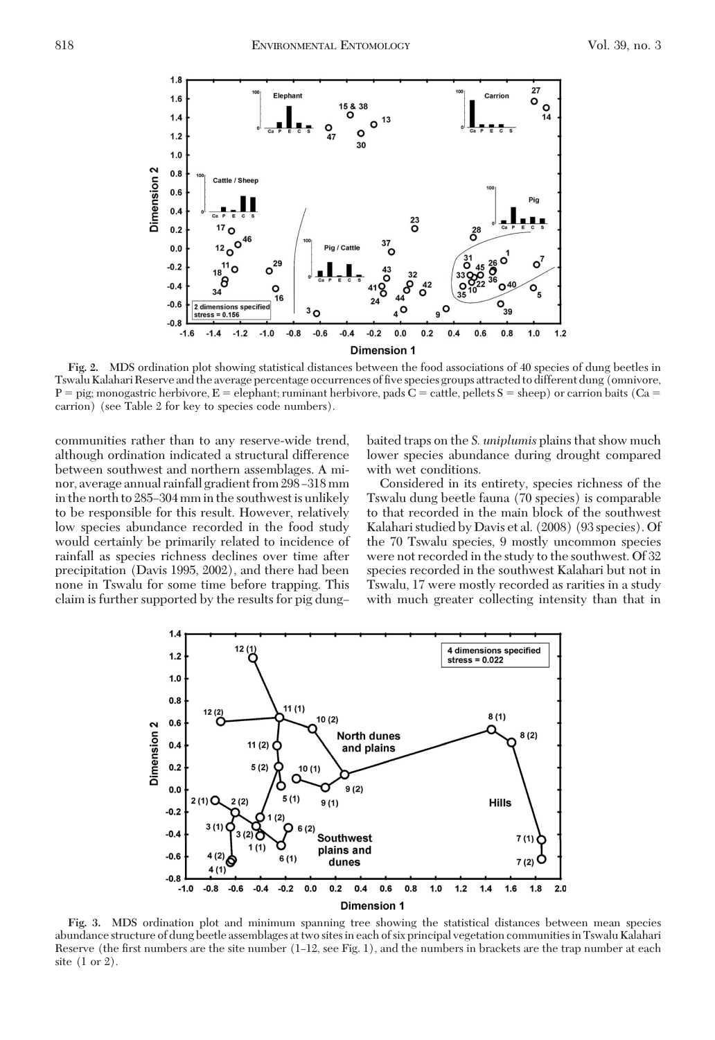**Fig. 2.** MDS ordination plot showing statistical distances between the food associations of 40 species of dung beetles in Tswalu Kalahari Reserve and the average percentage occurrences of five species groups attracted to different dung (omnivore, P = pig; monogastric herbivore, E = elephant; ruminant herbivore, pads C = cattle, pellets S = sheep) or carrion baits (Ca = carrion) (see Table 2 for key to species code numbers).

communities rather than to any reserve-wide trend, although ordination indicated a structural difference between southwest and northern assemblages. A minor, average annual rainfall gradient from 298–318 mm in the north to 285–304 mm in the southwest is unlikely to be responsible for this result. However, relatively low species abundance recorded in the food study would certainly be primarily related to incidence of rainfall as species richness declines over time after precipitation (Davis 1995, 2002), and there had been none in Tswalu for some time before trapping. This claim is further supported by the results for pig dung–baited traps on the *S. uniplumis* plains that show much lower species abundance during drought compared with wet conditions.

Considered in its entirety, species richness of the Tswalu dung beetle fauna (70 species) is comparable to that recorded in the main block of the southwest Kalahari studied by Davis et al. (2008) (93 species). Of the 70 Tswalu species, 9 mostly uncommon species were not recorded in the study to the southwest. Of 32 species recorded in the southwest Kalahari but not in Tswalu, 17 were mostly recorded as rarities in a study with much greater collecting intensity than that in

**Fig. 3.** MDS ordination plot and minimum spanning tree showing the statistical distances between mean species abundance structure of dung beetle assemblages at two sites in each of six principal vegetation communities in Tswalu Kalahari Reserve (the first numbers are the site number (1–12, see Fig. 1), and the numbers in brackets are the trap number at each site (1 or 2).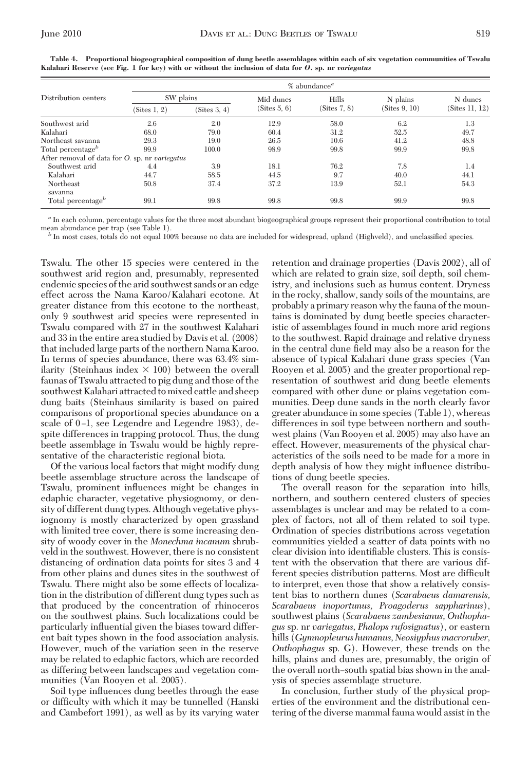**Table 4. Proportional biogeographical composition of dung beetle assemblages within each of six vegetation communities of Tswalu Kalahari Reserve (see Fig. 1 for key) with or without the inclusion of data for *O.* sp. nr *variegatus***

| Distribution centers | % abundance[a] | | | | | |
|---|---|---|---|---|---|---|
| | SW plains | | Mid dunes | Hills | N plains | N dunes |
| | (Sites 1, 2) | (Sites 3, 4) | (Sites 5, 6) | (Sites 7, 8) | (Sites 9, 10) | (Sites 11, 12) |
| Southwest arid | 2.6 | 2.0 | 12.9 | 58.0 | 6.2 | 1.3 |
| Kalahari | 68.0 | 79.0 | 60.4 | 31.2 | 52.5 | 49.7 |
| Northeast savanna | 29.3 | 19.0 | 26.5 | 10.6 | 41.2 | 48.8 |
| Total percentage[b] | 99.9 | 100.0 | 98.9 | 99.8 | 99.9 | 99.8 |
| After removal of data for *O.* sp. nr *variegatus* | | | | | | |
| Southwest arid | 4.4 | 3.9 | 18.1 | 76.2 | 7.8 | 1.4 |
| Kalahari | 44.7 | 58.5 | 44.5 | 9.7 | 40.0 | 44.1 |
| Northeast savanna | 50.8 | 37.4 | 37.2 | 13.9 | 52.1 | 54.3 |
| Total percentage[b] | 99.1 | 99.8 | 99.8 | 99.8 | 99.9 | 99.8 |

[a] In each column, percentage values for the three most abundant biogeographical groups represent their proportional contribution to total mean abundance per trap (see Table 1).

[b] In most cases, totals do not equal 100% because no data are included for widespread, upland (Highveld), and unclassified species.

Tswalu. The other 15 species were centered in the southwest arid region and, presumably, represented endemic species of the arid southwest sands or an edge effect across the Nama Karoo/Kalahari ecotone. At greater distance from this ecotone to the northeast, only 9 southwest arid species were represented in Tswalu compared with 27 in the southwest Kalahari and 33 in the entire area studied by Davis et al. (2008) that included large parts of the northern Nama Karoo. In terms of species abundance, there was 63.4% similarity (Steinhaus index × 100) between the overall faunas of Tswalu attracted to pig dung and those of the southwest Kalahari attracted to mixed cattle and sheep dung baits (Steinhaus similarity is based on paired comparisons of proportional species abundance on a scale of 0–1, see Legendre and Legendre 1983), despite differences in trapping protocol. Thus, the dung beetle assemblage in Tswalu would be highly representative of the characteristic regional biota.

Of the various local factors that might modify dung beetle assemblage structure across the landscape of Tswalu, prominent influences might be changes in edaphic character, vegetative physiognomy, or density of different dung types. Although vegetative physiognomy is mostly characterized by open grassland with limited tree cover, there is some increasing density of woody cover in the *Monechma incanum* shrubveld in the southwest. However, there is no consistent distancing of ordination data points for sites 3 and 4 from other plains and dunes sites in the southwest of Tswalu. There might also be some effects of localization in the distribution of different dung types such as that produced by the concentration of rhinoceros on the southwest plains. Such localizations could be particularly influential given the biases toward different bait types shown in the food association analysis. However, much of the variation seen in the reserve may be related to edaphic factors, which are recorded as differing between landscapes and vegetation communities (Van Rooyen et al. 2005).

Soil type influences dung beetles through the ease or difficulty with which it may be tunnelled (Hanski and Cambefort 1991), as well as by its varying water retention and drainage properties (Davis 2002), all of which are related to grain size, soil depth, soil chemistry, and inclusions such as humus content. Dryness in the rocky, shallow, sandy soils of the mountains, are probably a primary reason why the fauna of the mountains is dominated by dung beetle species characteristic of assemblages found in much more arid regions to the southwest. Rapid drainage and relative dryness in the central dune field may also be a reason for the absence of typical Kalahari dune grass species (Van Rooyen et al. 2005) and the greater proportional representation of southwest arid dung beetle elements compared with other dune or plains vegetation communities. Deep dune sands in the north clearly favor greater abundance in some species (Table 1), whereas differences in soil type between northern and southwest plains (Van Rooyen et al. 2005) may also have an effect. However, measurements of the physical characteristics of the soils need to be made for a more in depth analysis of how they might influence distributions of dung beetle species.

The overall reason for the separation into hills, northern, and southern centered clusters of species assemblages is unclear and may be related to a complex of factors, not all of them related to soil type. Ordination of species distributions across vegetation communities yielded a scatter of data points with no clear division into identifiable clusters. This is consistent with the observation that there are various different species distribution patterns. Most are difficult to interpret, even those that show a relatively consistent bias to northern dunes (*Scarabaeus damarensis*, *Scarabaeus inoportunus*, *Proagoderus sappharinus*), southwest plains (*Scarabaeus zambesianus*, *Onthophagus* sp. nr *variegatus*, *Phalops rufosignatus*), or eastern hills (*Gymnopleurus humanus*, *Neosiyphus macroruber*, *Onthophagus* sp. G). However, these trends on the hills, plains and dunes are, presumably, the origin of the overall north–south spatial bias shown in the analysis of species assemblage structure.

In conclusion, further study of the physical properties of the environment and the distributional centering of the diverse mammal fauna would assist in the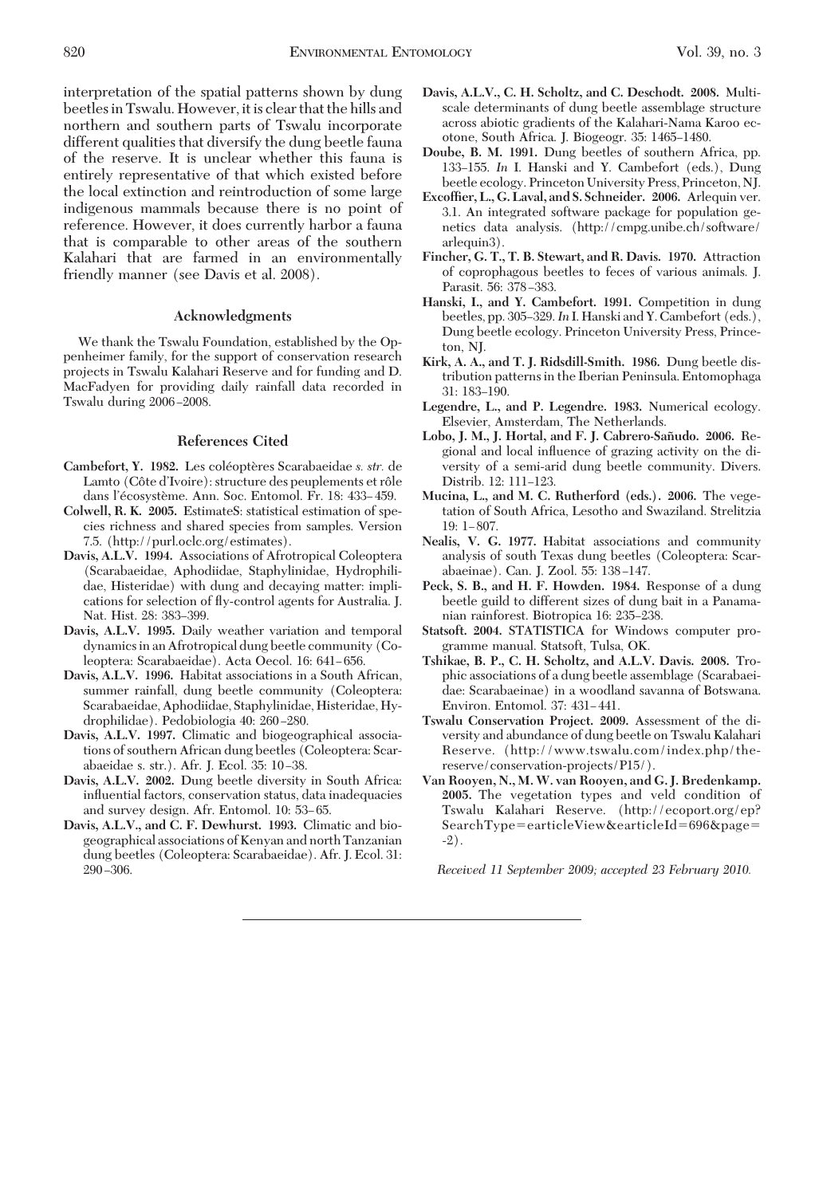interpretation of the spatial patterns shown by dung beetles in Tswalu. However, it is clear that the hills and northern and southern parts of Tswalu incorporate different qualities that diversify the dung beetle fauna of the reserve. It is unclear whether this fauna is entirely representative of that which existed before the local extinction and reintroduction of some large indigenous mammals because there is no point of reference. However, it does currently harbor a fauna that is comparable to other areas of the southern Kalahari that are farmed in an environmentally friendly manner (see Davis et al. 2008).

## Acknowledgments

We thank the Tswalu Foundation, established by the Oppenheimer family, for the support of conservation research projects in Tswalu Kalahari Reserve and for funding and D. MacFadyen for providing daily rainfall data recorded in Tswalu during 2006–2008.

## References Cited

**Cambefort, Y. 1982.** Les coléoptères Scarabaeidae *s. str.* de Lamto (Côte d'Ivoire): structure des peuplements et rôle dans l'écosystème. Ann. Soc. Entomol. Fr. 18: 433–459.

**Colwell, R. K. 2005.** EstimateS: statistical estimation of species richness and shared species from samples. Version 7.5. (http://purl.oclc.org/estimates).

**Davis, A.L.V. 1994.** Associations of Afrotropical Coleoptera (Scarabaeidae, Aphodiidae, Staphylinidae, Hydrophilidae, Histeridae) with dung and decaying matter: implications for selection of fly-control agents for Australia. J. Nat. Hist. 28: 383–399.

**Davis, A.L.V. 1995.** Daily weather variation and temporal dynamics in an Afrotropical dung beetle community (Coleoptera: Scarabaeidae). Acta Oecol. 16: 641–656.

**Davis, A.L.V. 1996.** Habitat associations in a South African, summer rainfall, dung beetle community (Coleoptera: Scarabaeidae, Aphodiidae, Staphylinidae, Histeridae, Hydrophilidae). Pedobiologia 40: 260–280.

**Davis, A.L.V. 1997.** Climatic and biogeographical associations of southern African dung beetles (Coleoptera: Scarabaeidae s. str.). Afr. J. Ecol. 35: 10–38.

**Davis, A.L.V. 2002.** Dung beetle diversity in South Africa: influential factors, conservation status, data inadequacies and survey design. Afr. Entomol. 10: 53–65.

**Davis, A.L.V., and C. F. Dewhurst. 1993.** Climatic and biogeographical associations of Kenyan and north Tanzanian dung beetles (Coleoptera: Scarabaeidae). Afr. J. Ecol. 31: 290–306.

**Davis, A.L.V., C. H. Scholtz, and C. Deschodt. 2008.** Multiscale determinants of dung beetle assemblage structure across abiotic gradients of the Kalahari-Nama Karoo ecotone, South Africa. J. Biogeogr. 35: 1465–1480.

**Doube, B. M. 1991.** Dung beetles of southern Africa, pp. 133–155. *In* I. Hanski and Y. Cambefort (eds.), Dung beetle ecology. Princeton University Press, Princeton, NJ.

**Excoffier, L., G. Laval, and S. Schneider. 2006.** Arlequin ver. 3.1. An integrated software package for population genetics data analysis. (http://cmpg.unibe.ch/software/arlequin3).

**Fincher, G. T., T. B. Stewart, and R. Davis. 1970.** Attraction of coprophagous beetles to feces of various animals. J. Parasit. 56: 378–383.

**Hanski, I., and Y. Cambefort. 1991.** Competition in dung beetles, pp. 305–329. *In* I. Hanski and Y. Cambefort (eds.), Dung beetle ecology. Princeton University Press, Princeton, NJ.

**Kirk, A. A., and T. J. Ridsdill-Smith. 1986.** Dung beetle distribution patterns in the Iberian Peninsula. Entomophaga 31: 183–190.

**Legendre, L., and P. Legendre. 1983.** Numerical ecology. Elsevier, Amsterdam, The Netherlands.

**Lobo, J. M., J. Hortal, and F. J. Cabrero-Sañudo. 2006.** Regional and local influence of grazing activity on the diversity of a semi-arid dung beetle community. Divers. Distrib. 12: 111–123.

**Mucina, L., and M. C. Rutherford (eds.). 2006.** The vegetation of South Africa, Lesotho and Swaziland. Strelitzia 19: 1–807.

**Nealis, V. G. 1977.** Habitat associations and community analysis of south Texas dung beetles (Coleoptera: Scarabaeinae). Can. J. Zool. 55: 138–147.

**Peck, S. B., and H. F. Howden. 1984.** Response of a dung beetle guild to different sizes of dung bait in a Panamanian rainforest. Biotropica 16: 235–238.

**Statsoft. 2004.** STATISTICA for Windows computer programme manual. Statsoft, Tulsa, OK.

**Tshikae, B. P., C. H. Scholtz, and A.L.V. Davis. 2008.** Trophic associations of a dung beetle assemblage (Scarabaeidae: Scarabaeinae) in a woodland savanna of Botswana. Environ. Entomol. 37: 431–441.

**Tswalu Conservation Project. 2009.** Assessment of the diversity and abundance of dung beetle on Tswalu Kalahari Reserve. (http://www.tswalu.com/index.php/the-reserve/conservation-projects/P15/).

**Van Rooyen, N., M. W. van Rooyen, and G. J. Bredenkamp. 2005.** The vegetation types and veld condition of Tswalu Kalahari Reserve. (http://ecoport.org/ep?SearchType=earticleView&earticleId=696&page=-2).

*Received 11 September 2009; accepted 23 February 2010.*